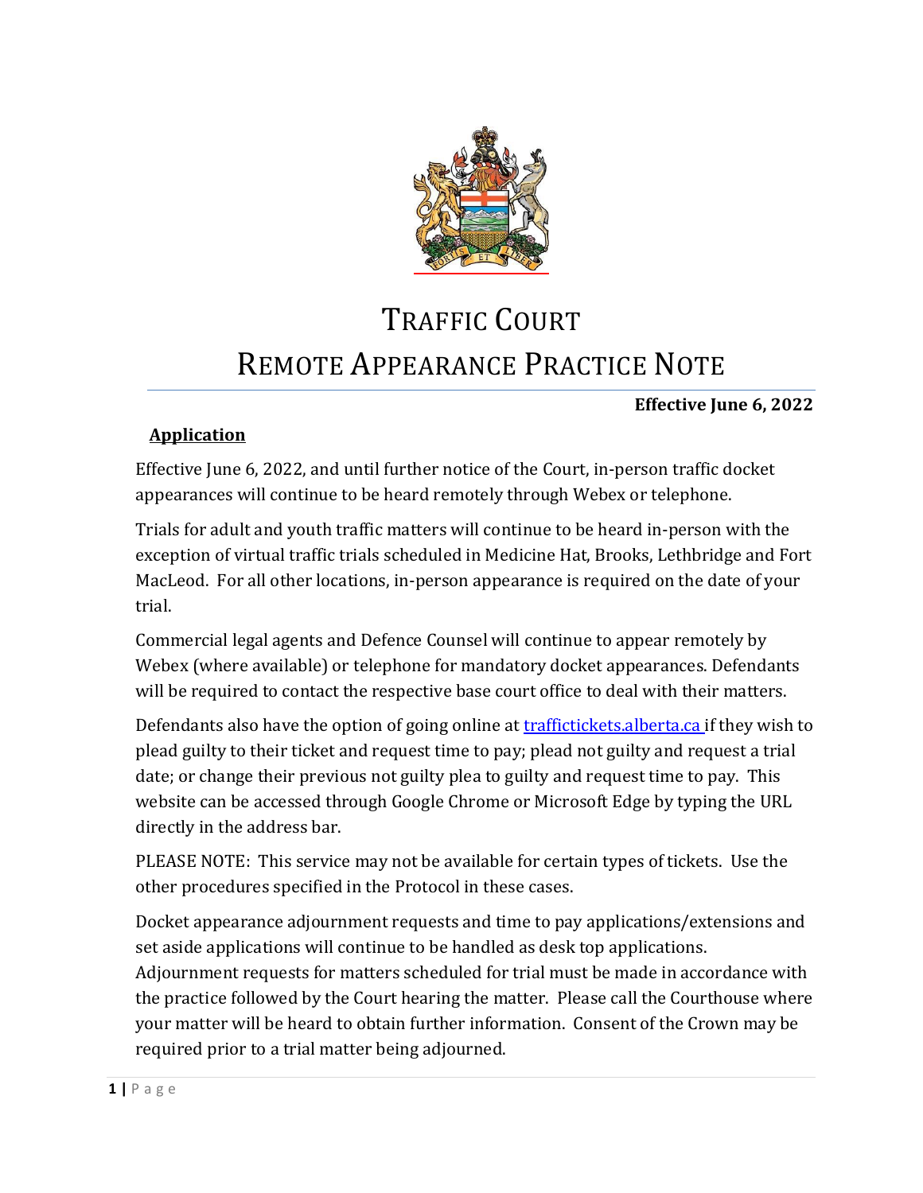# TRAFFIC COURT
# REMOTE APPEARANCE PRACTICE NOTE

**Effective June 6, 2022**

## Application

Effective June 6, 2022, and until further notice of the Court, in-person traffic docket appearances will continue to be heard remotely through Webex or telephone.

Trials for adult and youth traffic matters will continue to be heard in-person with the exception of virtual traffic trials scheduled in Medicine Hat, Brooks, Lethbridge and Fort MacLeod. For all other locations, in-person appearance is required on the date of your trial.

Commercial legal agents and Defence Counsel will continue to appear remotely by Webex (where available) or telephone for mandatory docket appearances. Defendants will be required to contact the respective base court office to deal with their matters.

Defendants also have the option of going online at [traffictickets.alberta.ca](traffictickets.alberta.ca) if they wish to plead guilty to their ticket and request time to pay; plead not guilty and request a trial date; or change their previous not guilty plea to guilty and request time to pay. This website can be accessed through Google Chrome or Microsoft Edge by typing the URL directly in the address bar.

PLEASE NOTE: This service may not be available for certain types of tickets. Use the other procedures specified in the Protocol in these cases.

Docket appearance adjournment requests and time to pay applications/extensions and set aside applications will continue to be handled as desk top applications. Adjournment requests for matters scheduled for trial must be made in accordance with the practice followed by the Court hearing the matter. Please call the Courthouse where your matter will be heard to obtain further information. Consent of the Crown may be required prior to a trial matter being adjourned.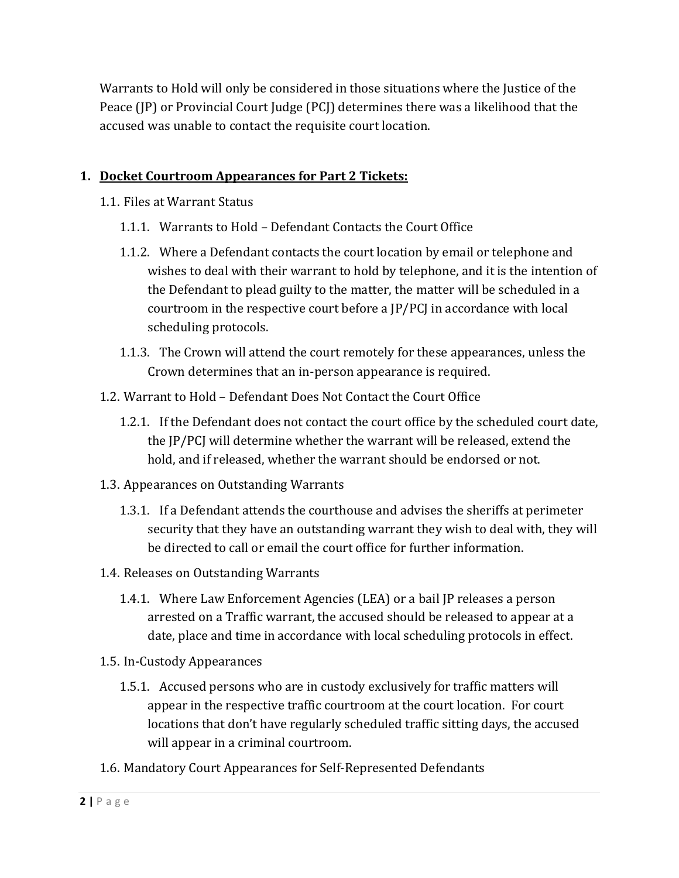Warrants to Hold will only be considered in those situations where the Justice of the Peace (JP) or Provincial Court Judge (PCJ) determines there was a likelihood that the accused was unable to contact the requisite court location.

1. **<u>Docket Courtroom Appearances for Part 2 Tickets:</u>**

   1.1. Files at Warrant Status

      1.1.1. Warrants to Hold – Defendant Contacts the Court Office

      1.1.2. Where a Defendant contacts the court location by email or telephone and wishes to deal with their warrant to hold by telephone, and it is the intention of the Defendant to plead guilty to the matter, the matter will be scheduled in a courtroom in the respective court before a JP/PCJ in accordance with local scheduling protocols.

      1.1.3. The Crown will attend the court remotely for these appearances, unless the Crown determines that an in-person appearance is required.

   1.2. Warrant to Hold – Defendant Does Not Contact the Court Office

      1.2.1. If the Defendant does not contact the court office by the scheduled court date, the JP/PCJ will determine whether the warrant will be released, extend the hold, and if released, whether the warrant should be endorsed or not.

   1.3. Appearances on Outstanding Warrants

      1.3.1. If a Defendant attends the courthouse and advises the sheriffs at perimeter security that they have an outstanding warrant they wish to deal with, they will be directed to call or email the court office for further information.

   1.4. Releases on Outstanding Warrants

      1.4.1. Where Law Enforcement Agencies (LEA) or a bail JP releases a person arrested on a Traffic warrant, the accused should be released to appear at a date, place and time in accordance with local scheduling protocols in effect.

   1.5. In-Custody Appearances

      1.5.1. Accused persons who are in custody exclusively for traffic matters will appear in the respective traffic courtroom at the court location. For court locations that don't have regularly scheduled traffic sitting days, the accused will appear in a criminal courtroom.

   1.6. Mandatory Court Appearances for Self-Represented Defendants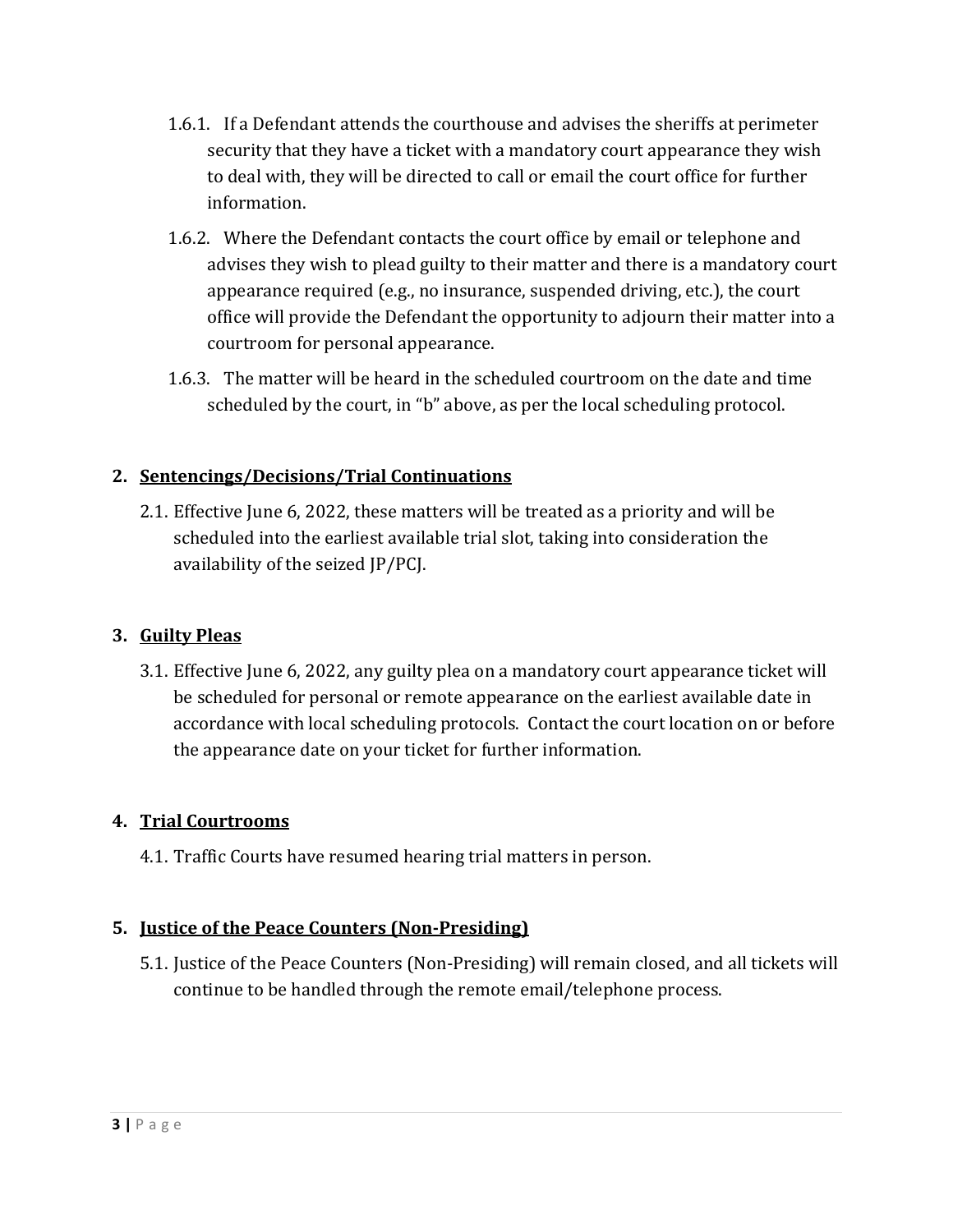1.6.1. If a Defendant attends the courthouse and advises the sheriffs at perimeter security that they have a ticket with a mandatory court appearance they wish to deal with, they will be directed to call or email the court office for further information.

1.6.2. Where the Defendant contacts the court office by email or telephone and advises they wish to plead guilty to their matter and there is a mandatory court appearance required (e.g., no insurance, suspended driving, etc.), the court office will provide the Defendant the opportunity to adjourn their matter into a courtroom for personal appearance.

1.6.3. The matter will be heard in the scheduled courtroom on the date and time scheduled by the court, in "b" above, as per the local scheduling protocol.

## 2. <u>Sentencings/Decisions/Trial Continuations</u>

2.1. Effective June 6, 2022, these matters will be treated as a priority and will be scheduled into the earliest available trial slot, taking into consideration the availability of the seized JP/PCJ.

## 3. <u>Guilty Pleas</u>

3.1. Effective June 6, 2022, any guilty plea on a mandatory court appearance ticket will be scheduled for personal or remote appearance on the earliest available date in accordance with local scheduling protocols. Contact the court location on or before the appearance date on your ticket for further information.

## 4. <u>Trial Courtrooms</u>

4.1. Traffic Courts have resumed hearing trial matters in person.

## 5. <u>Justice of the Peace Counters (Non-Presiding)</u>

5.1. Justice of the Peace Counters (Non-Presiding) will remain closed, and all tickets will continue to be handled through the remote email/telephone process.